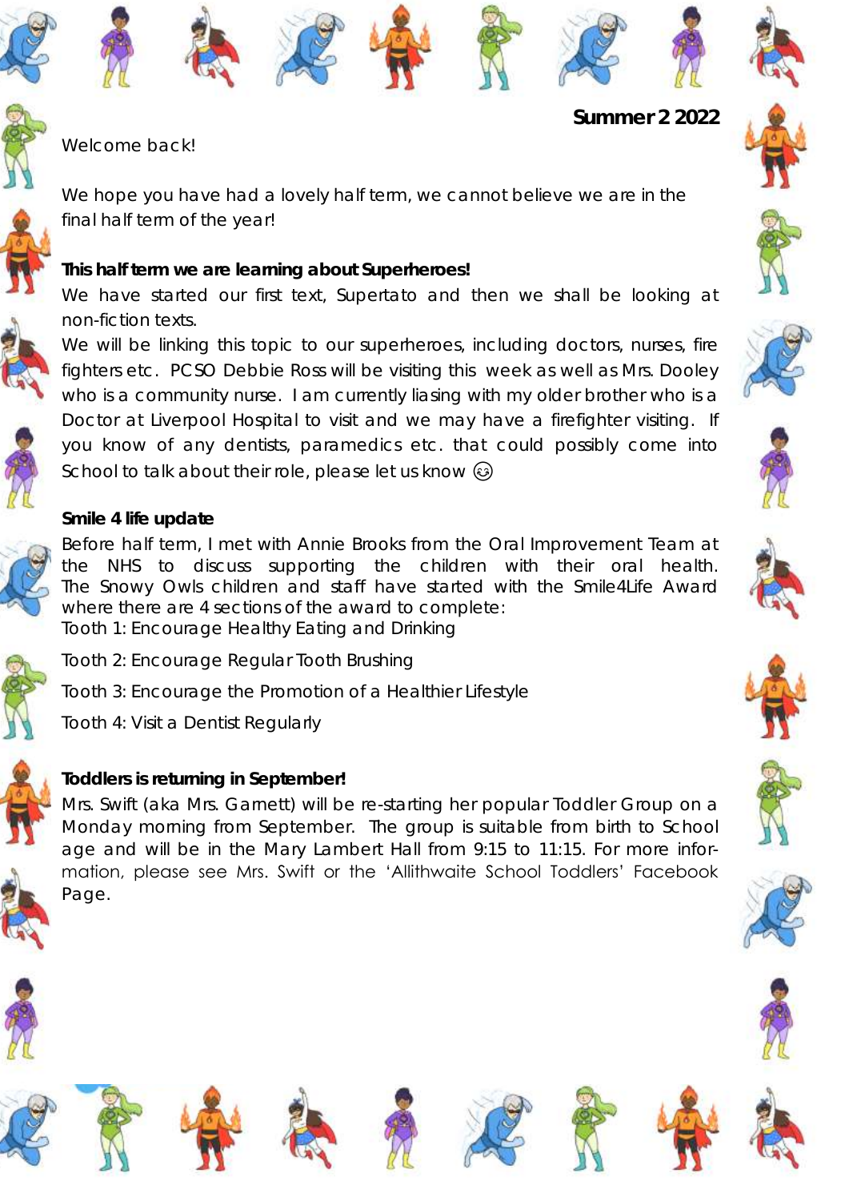**Summer 2 2022**

Welcome back!

We hope you have had a lovely half term, we cannot believe we are in the final half term of the year!

**This half term we are learning about Superheroes!**

We have started our first text, Supertato and then we shall be looking at non-fiction texts.

We will be linking this topic to our superheroes, including doctors, nurses, fire fighters etc. PCSO Debbie Ross will be visiting this week as well as Mrs. Dooley who is a community nurse. I am currently liasing with my older brother who is a Doctor at Liverpool Hospital to visit and we may have a firefighter visiting. If you know of any dentists, paramedics etc. that could possibly come into School to talk about their role, please let us know 😊

**Smile 4 life update**

Before half term, I met with Annie Brooks from the Oral Improvement Team at the NHS to discuss supporting the children with their oral health. The Snowy Owls children and staff have started with the Smile4Life Award where there are 4 sections of the award to complete:

Tooth 1: Encourage Healthy Eating and Drinking

Tooth 2: Encourage Regular Tooth Brushing

Tooth 3: Encourage the Promotion of a Healthier Lifestyle

Tooth 4: Visit a Dentist Regularly

**Toddlers is returning in September!**

Mrs. Swift (aka Mrs. Garnett) will be re-starting her popular Toddler Group on a Monday morning from September. The group is suitable from birth to School age and will be in the Mary Lambert Hall from 9:15 to 11:15. For more information, please see Mrs. Swift or the 'Allithwaite School Toddlers' Facebook Page.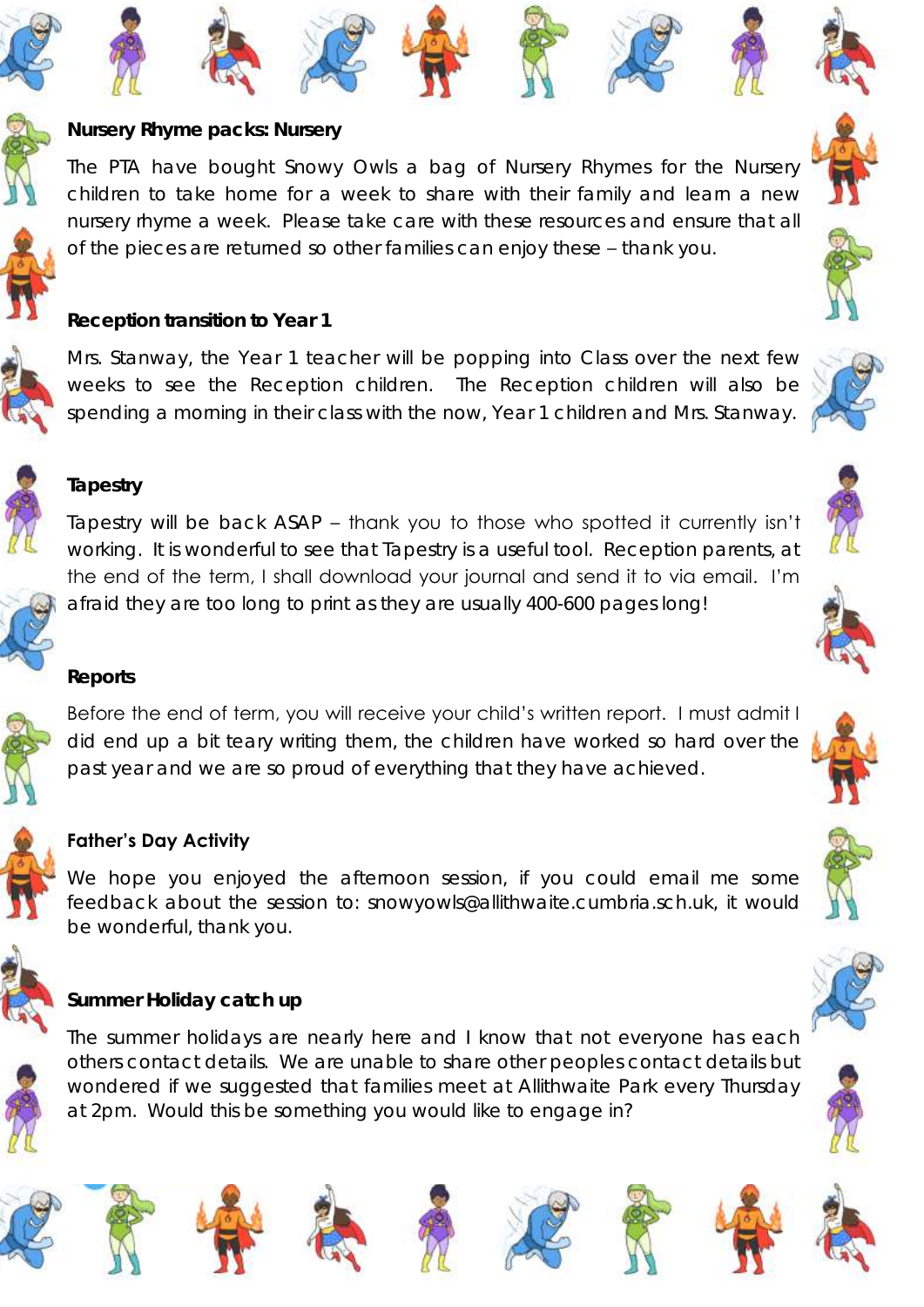**Nursery Rhyme packs: Nursery**

The PTA have bought Snowy Owls a bag of Nursery Rhymes for the Nursery children to take home for a week to share with their family and learn a new nursery rhyme a week. Please take care with these resources and ensure that all of the pieces are returned so other families can enjoy these – thank you.

**Reception transition to Year 1**

Mrs. Stanway, the Year 1 teacher will be popping into Class over the next few weeks to see the Reception children. The Reception children will also be spending a morning in their class with the now, Year 1 children and Mrs. Stanway.

**Tapestry**

Tapestry will be back ASAP – thank you to those who spotted it currently isn't working. It is wonderful to see that Tapestry is a useful tool. Reception parents, at the end of the term, I shall download your journal and send it to via email. I'm afraid they are too long to print as they are usually 400-600 pages long!

**Reports**

Before the end of term, you will receive your child's written report. I must admit I did end up a bit teary writing them, the children have worked so hard over the past year and we are so proud of everything that they have achieved.

**Father's Day Activity**

We hope you enjoyed the afternoon session, if you could email me some feedback about the session to: snowyowls@allithwaite.cumbria.sch.uk, it would be wonderful, thank you.

**Summer Holiday catch up**

The summer holidays are nearly here and I know that not everyone has each others contact details. We are unable to share other peoples contact details but wondered if we suggested that families meet at Allithwaite Park every Thursday at 2pm. Would this be something you would like to engage in?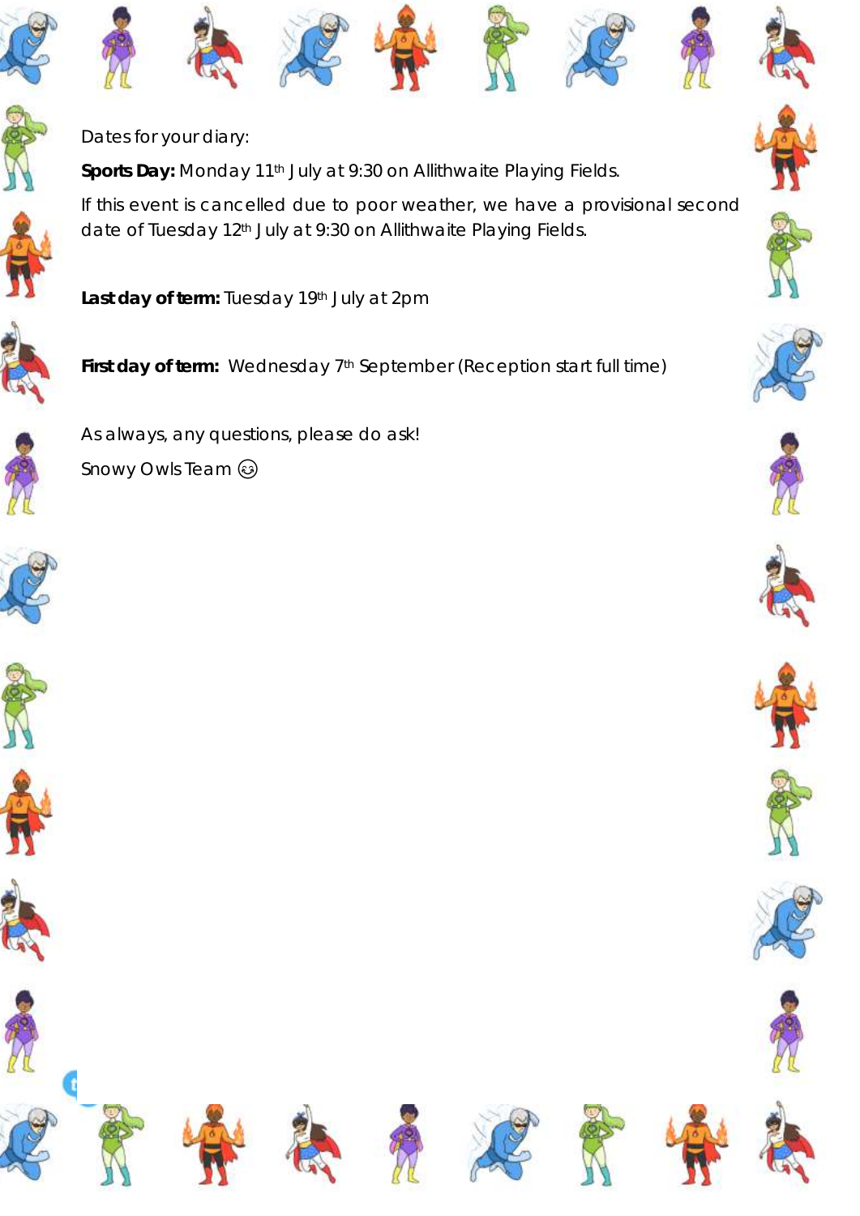Dates for your diary:

**Sports Day:** Monday 11th July at 9:30 on Allithwaite Playing Fields.

If this event is cancelled due to poor weather, we have a provisional second date of Tuesday 12th July at 9:30 on Allithwaite Playing Fields.

**Last day of term:** Tuesday 19th July at 2pm

**First day of term:** Wednesday 7th September (Reception start full time)

As always, any questions, please do ask!

Snowy Owls Team 😉